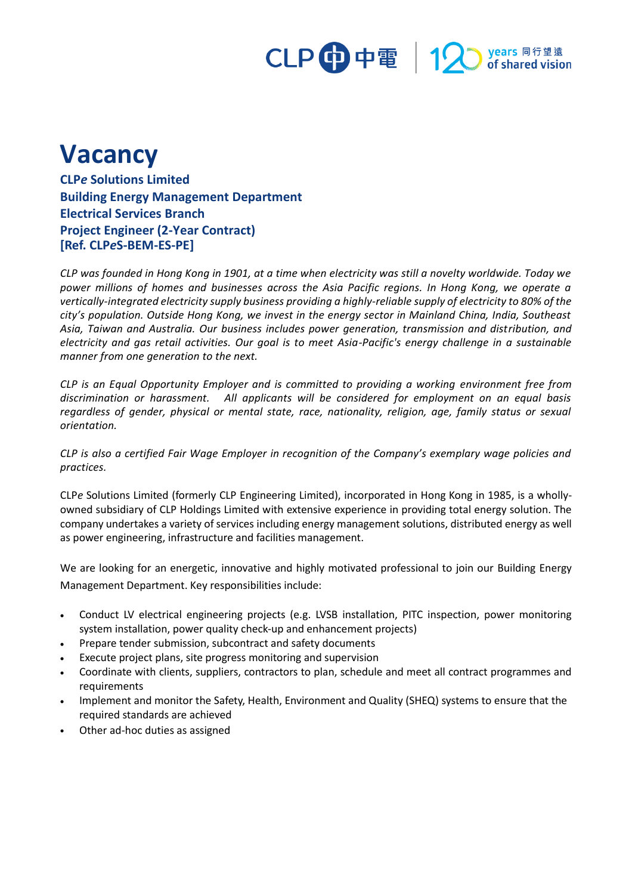# Vacancy

**CLP*e* Solutions Limited**
**Building Energy Management Department**
**Electrical Services Branch**
**Project Engineer (2-Year Contract)**
**[Ref. CLP*e*S-BEM-ES-PE]**

*CLP was founded in Hong Kong in 1901, at a time when electricity was still a novelty worldwide. Today we power millions of homes and businesses across the Asia Pacific regions. In Hong Kong, we operate a vertically-integrated electricity supply business providing a highly-reliable supply of electricity to 80% of the city's population. Outside Hong Kong, we invest in the energy sector in Mainland China, India, Southeast Asia, Taiwan and Australia. Our business includes power generation, transmission and distribution, and electricity and gas retail activities. Our goal is to meet Asia-Pacific's energy challenge in a sustainable manner from one generation to the next.*

*CLP is an Equal Opportunity Employer and is committed to providing a working environment free from discrimination or harassment. All applicants will be considered for employment on an equal basis regardless of gender, physical or mental state, race, nationality, religion, age, family status or sexual orientation.*

*CLP is also a certified Fair Wage Employer in recognition of the Company's exemplary wage policies and practices.*

CLP*e* Solutions Limited (formerly CLP Engineering Limited), incorporated in Hong Kong in 1985, is a wholly-owned subsidiary of CLP Holdings Limited with extensive experience in providing total energy solution. The company undertakes a variety of services including energy management solutions, distributed energy as well as power engineering, infrastructure and facilities management.

We are looking for an energetic, innovative and highly motivated professional to join our Building Energy Management Department. Key responsibilities include:

- Conduct LV electrical engineering projects (e.g. LVSB installation, PITC inspection, power monitoring system installation, power quality check-up and enhancement projects)
- Prepare tender submission, subcontract and safety documents
- Execute project plans, site progress monitoring and supervision
- Coordinate with clients, suppliers, contractors to plan, schedule and meet all contract programmes and requirements
- Implement and monitor the Safety, Health, Environment and Quality (SHEQ) systems to ensure that the required standards are achieved
- Other ad-hoc duties as assigned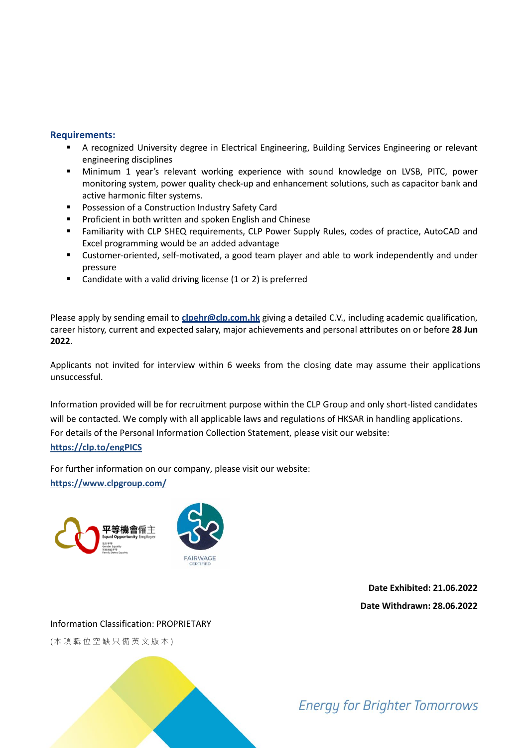**Requirements:**

- A recognized University degree in Electrical Engineering, Building Services Engineering or relevant engineering disciplines
- Minimum 1 year's relevant working experience with sound knowledge on LVSB, PITC, power monitoring system, power quality check-up and enhancement solutions, such as capacitor bank and active harmonic filter systems.
- Possession of a Construction Industry Safety Card
- Proficient in both written and spoken English and Chinese
- Familiarity with CLP SHEQ requirements, CLP Power Supply Rules, codes of practice, AutoCAD and Excel programming would be an added advantage
- Customer-oriented, self-motivated, a good team player and able to work independently and under pressure
- Candidate with a valid driving license (1 or 2) is preferred

Please apply by sending email to **clpehr@clp.com.hk** giving a detailed C.V., including academic qualification, career history, current and expected salary, major achievements and personal attributes on or before **28 Jun 2022**.

Applicants not invited for interview within 6 weeks from the closing date may assume their applications unsuccessful.

Information provided will be for recruitment purpose within the CLP Group and only short-listed candidates will be contacted. We comply with all applicable laws and regulations of HKSAR in handling applications. For details of the Personal Information Collection Statement, please visit our website:
**https://clp.to/engPICS**

For further information on our company, please visit our website:
**https://www.clpgroup.com/**

平等機會僱主 Equal Opportunity Employer

FAIRWAGE CERTIFIED

**Date Exhibited: 21.06.2022**

**Date Withdrawn: 28.06.2022**

Information Classification: PROPRIETARY

(本 項 職 位 空 缺 只 備 英 文 版 本)

*Energy for Brighter Tomorrows*